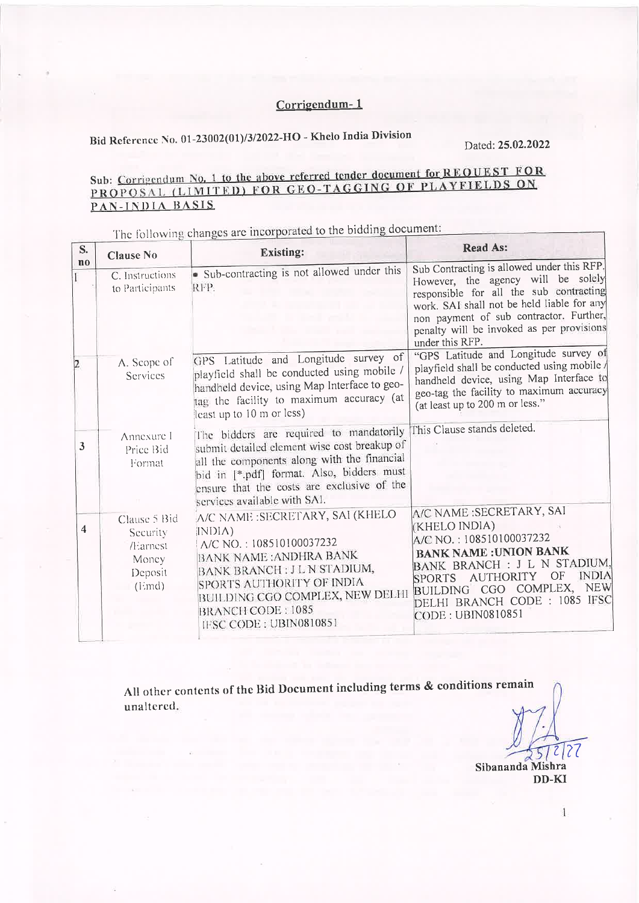# Corrigendum- 1

**Bid Reference No. 01-23002(01)/3/2022-HO - Khelo India Division** Dated: **25.02.2022**

**Sub: Corrigendum No. 1 to the above referred tender document for REQUEST FOR PROPOSAL (LIMITED) FOR GEO-TAGGING OF PLAYFIELDS ON PAN-INDIA BASIS**

The following changes are incorporated to the bidding document:

| S. no | Clause No | Existing: | Read As: |
|---|---|---|---|
| 1 | C. Instructions to Participants | • Sub-contracting is not allowed under this RFP. | Sub Contracting is allowed under this RFP. However, the agency will be solely responsible for all the sub contracting work. SAI shall not be held liable for any non payment of sub contractor. Further, penalty will be invoked as per provisions under this RFP. |
| 2 | A. Scope of Services | GPS Latitude and Longitude survey of playfield shall be conducted using mobile / handheld device, using Map Interface to geo-tag the facility to maximum accuracy (at least up to 10 m or less) | "GPS Latitude and Longitude survey of playfield shall be conducted using mobile / handheld device, using Map Interface to geo-tag the facility to maximum accuracy (at least up to 200 m or less." |
| 3 | Annexure I Price Bid Format | The bidders are required to mandatorily submit detailed element wise cost breakup of all the components along with the financial bid in [*.pdf] format. Also, bidders must ensure that the costs are exclusive of the services available with SAI. | This Clause stands deleted. |
| 4 | Clause 5 Bid Security /Earnest Money Deposit (Emd) | A/C NAME :SECRETARY, SAI (KHELO INDIA)<br>A/C NO. : 108510100037232<br>BANK NAME :ANDHRA BANK<br>BANK BRANCH : J L N STADIUM, SPORTS AUTHORITY OF INDIA BUILDING CGO COMPLEX, NEW DELHI<br>BRANCH CODE : 1085<br>IFSC CODE : UBIN0810851 | A/C NAME :SECRETARY, SAI (KHELO INDIA)<br>A/C NO. : 108510100037232<br>**BANK NAME :UNION BANK**<br>BANK BRANCH : J L N STADIUM, SPORTS AUTHORITY OF INDIA BUILDING CGO COMPLEX, NEW DELHI BRANCH CODE : 1085 IFSC CODE : UBIN0810851 |

**All other contents of the Bid Document including terms & conditions remain unaltered.**

25/2/22

**Sibananda Mishra**
**DD-KI**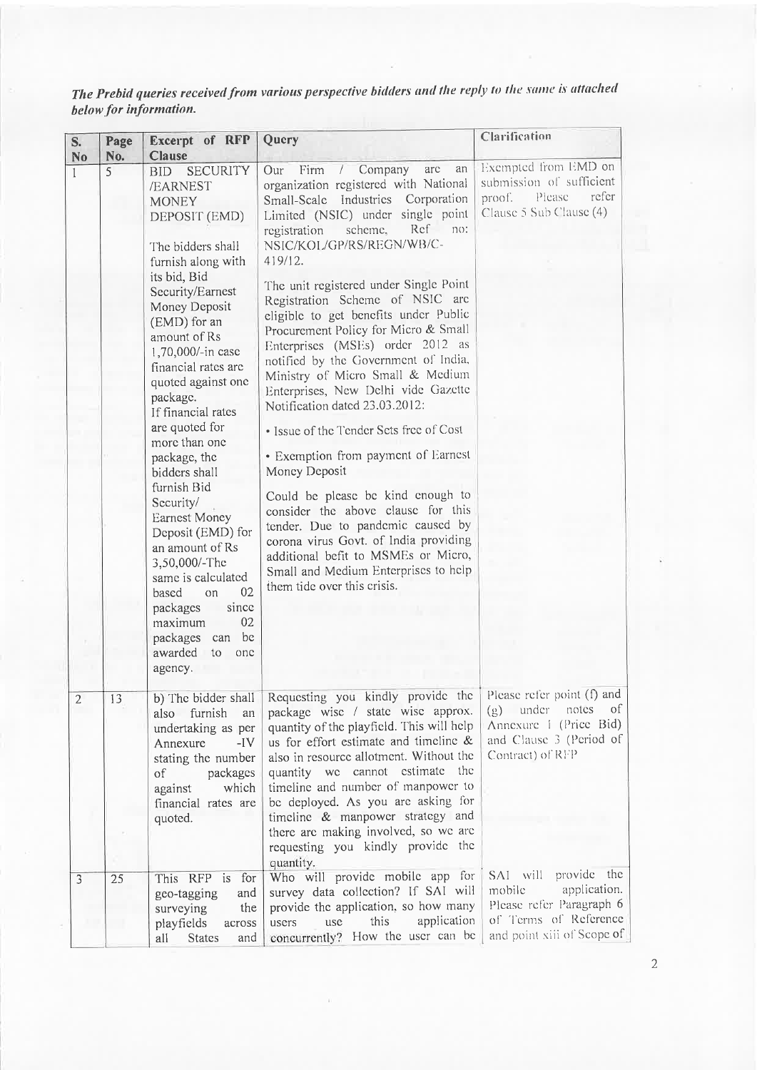*The Prebid queries received from various perspective bidders and the reply to the same is attached below for information.*

| S. No | Page No. | Excerpt of RFP Clause | Query | Clarification |
|---|---|---|---|---|
| 1 | 5 | BID SECURITY /EARNEST MONEY DEPOSIT (EMD)<br><br>The bidders shall furnish along with its bid, Bid Security/Earnest Money Deposit (EMD) for an amount of Rs 1,70,000/-in case financial rates are quoted against one package.<br>If financial rates are quoted for more than one package, the bidders shall furnish Bid Security/ Earnest Money Deposit (EMD) for an amount of Rs 3,50,000/-The same is calculated based on 02 packages since maximum 02 packages can be awarded to one agency. | Our Firm / Company are an organization registered with National Small-Scale Industries Corporation Limited (NSIC) under single point registration scheme, Ref no: NSIC/KOL/GP/RS/REGN/WB/C-419/12.<br><br>The unit registered under Single Point Registration Scheme of NSIC are eligible to get benefits under Public Procurement Policy for Micro & Small Enterprises (MSEs) order 2012 as notified by the Government of India, Ministry of Micro Small & Medium Enterprises, New Delhi vide Gazette Notification dated 23.03.2012:<br><br>• Issue of the Tender Sets free of Cost<br><br>• Exemption from payment of Earnest Money Deposit<br><br>Could be please be kind enough to consider the above clause for this tender. Due to pandemic caused by corona virus Govt. of India providing additional befit to MSMEs or Micro, Small and Medium Enterprises to help them tide over this crisis. | Exempted from EMD on submission of sufficient proof. Please refer Clause 5 Sub Clause (4) |
| 2 | 13 | b) The bidder shall also furnish an undertaking as per Annexure -IV stating the number of packages against which financial rates are quoted. | Requesting you kindly provide the package wise / state wise approx. quantity of the playfield. This will help us for effort estimate and timeline & also in resource allotment. Without the quantity we cannot estimate the timeline and number of manpower to be deployed. As you are asking for timeline & manpower strategy and there are making involved, so we are requesting you kindly provide the quantity. | Please refer point (f) and (g) under notes of Annexure I (Price Bid) and Clause 3 (Period of Contract) of RFP |
| 3 | 25 | This RFP is for geo-tagging and surveying the playfields across all States and | Who will provide mobile app for survey data collection? If SAI will provide the application, so how many users use this application concurrently? How the user can be | SAI will provide the mobile application. Please refer Paragraph 6 of Terms of Reference and point xiii of Scope of |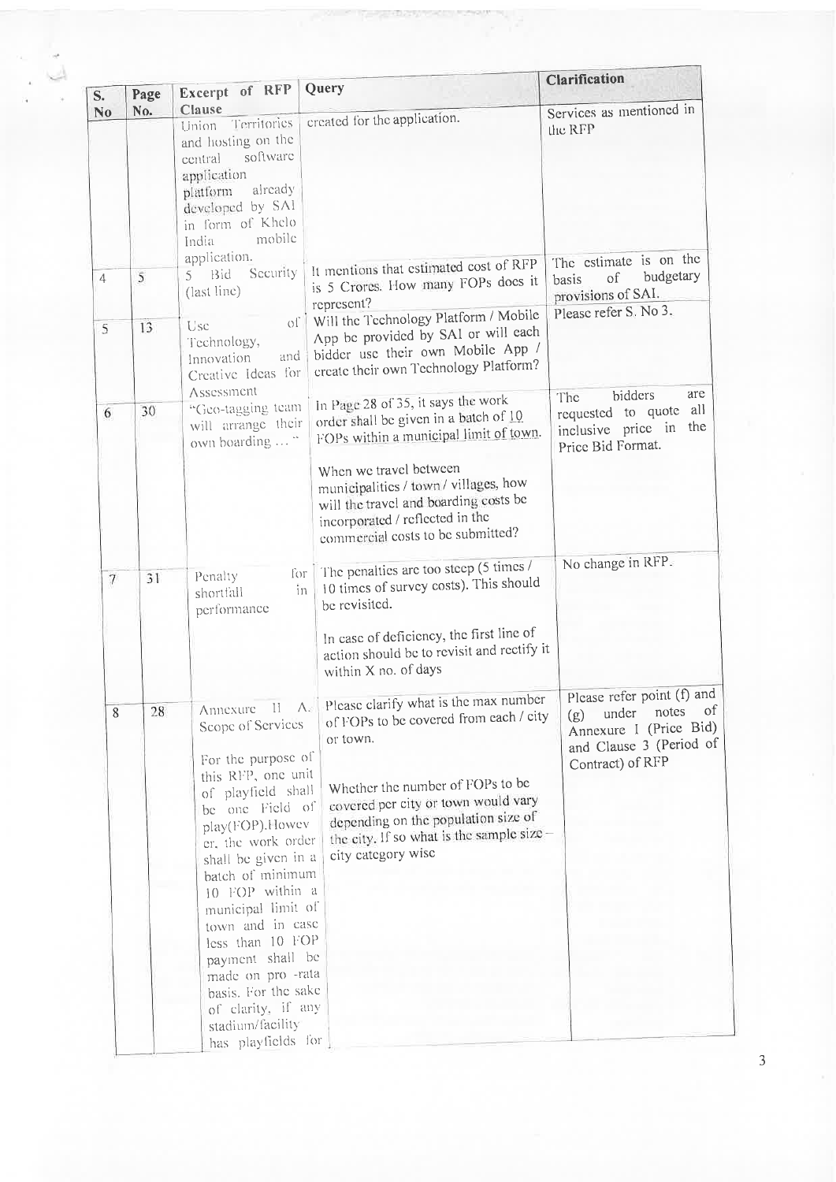| S. No | Page No. | Excerpt of RFP Clause | Query | Clarification |
|---|---|---|---|---|
| | | Union Territories and hosting on the central software application platform already developed by SAI in form of Khelo India mobile application. | created for the application. | Services as mentioned in the RFP |
| 4 | 5 | 5 Bid Security (last line) | It mentions that estimated cost of RFP is 5 Crores. How many FOPs does it represent? | The estimate is on the basis of budgetary provisions of SAI. |
| 5 | 13 | Use of Technology, Innovation and Creative Ideas for Assessment | Will the Technology Platform / Mobile App be provided by SAI or will each bidder use their own Mobile App / create their own Technology Platform? | Please refer S. No 3. |
| 6 | 30 | "Geo-tagging team will arrange their own boarding …" | In Page 28 of 35, it says the work order shall be given in a batch of 10 FOPs within a municipal limit of town.<br><br>When we travel between municipalities / town / villages, how will the travel and boarding costs be incorporated / reflected in the commercial costs to be submitted? | The bidders are requested to quote all inclusive price in the Price Bid Format. |
| 7 | 31 | Penalty for shortfall in performance | The penalties are too steep (5 times / 10 times of survey costs). This should be revisited.<br><br>In case of deficiency, the first line of action should be to revisit and rectify it within X no. of days | No change in RFP. |
| 8 | 28 | Annexure II A. Scope of Services<br><br>For the purpose of this RFP, one unit of playfield shall be one Field of play(FOP).However, the work order shall be given in a batch of minimum 10 FOP within a municipal limit of town and in case less than 10 FOP payment shall be made on pro -rata basis. For the sake of clarity, if any stadium/facility has playfields for | Please clarify what is the max number of FOPs to be covered from each / city or town.<br><br>Whether the number of FOPs to be covered per city or town would vary depending on the population size of the city. If so what is the sample size – city category wise | Please refer point (f) and (g) under notes of Annexure I (Price Bid) and Clause 3 (Period of Contract) of RFP |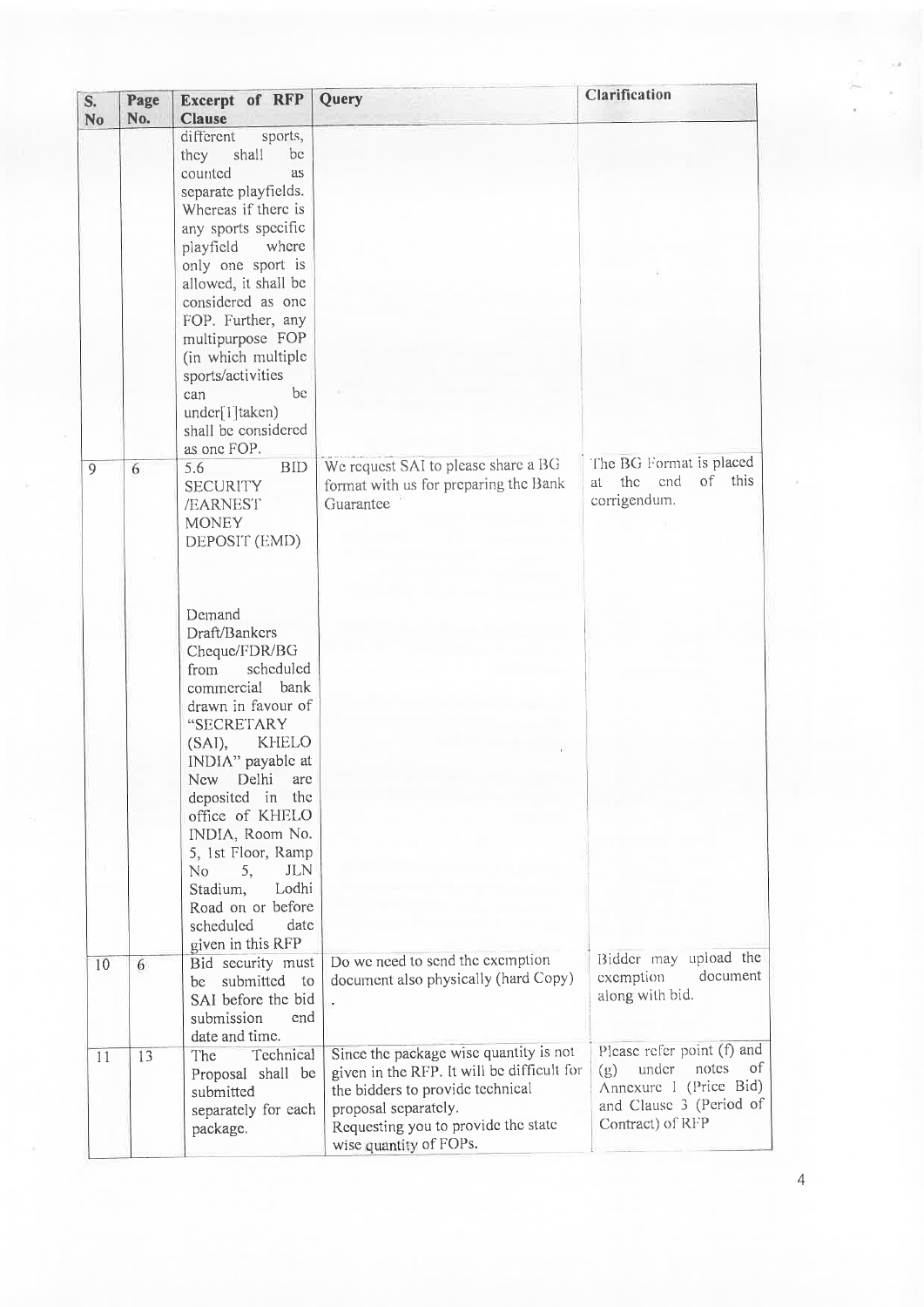| S. No | Page No. | Excerpt of RFP Clause | Query | Clarification |
|---|---|---|---|---|
| | | different sports, they shall be counted as separate playfields. Whereas if there is any sports specific playfield where only one sport is allowed, it shall be considered as one FOP. Further, any multipurpose FOP (in which multiple sports/activities can be under[1]taken) shall be considered as one FOP. | | |
| 9 | 6 | 5.6 BID SECURITY /EARNEST MONEY DEPOSIT (EMD)<br><br>Demand Draft/Bankers Cheque/FDR/BG from scheduled commercial bank drawn in favour of "SECRETARY (SAI), KHELO INDIA" payable at New Delhi are deposited in the office of KHELO INDIA, Room No. 5, 1st Floor, Ramp No 5, JLN Stadium, Lodhi Road on or before scheduled date given in this RFP | We request SAI to please share a BG format with us for preparing the Bank Guarantee | The BG Format is placed at the end of this corrigendum. |
| 10 | 6 | Bid security must be submitted to SAI before the bid submission end date and time. | Do we need to send the exemption document also physically (Hard Copy) . | Bidder may upload the exemption document along with bid. |
| 11 | 13 | The Technical Proposal shall be submitted separately for each package. | Since the package wise quantity is not given in the RFP. It will be difficult for the bidders to provide technical proposal separately. Requesting you to provide the state wise quantity of FOPs. | Please refer point (f) and (g) under notes of Annexure 1 (Price Bid) and Clause 3 (Period of Contract) of RFP |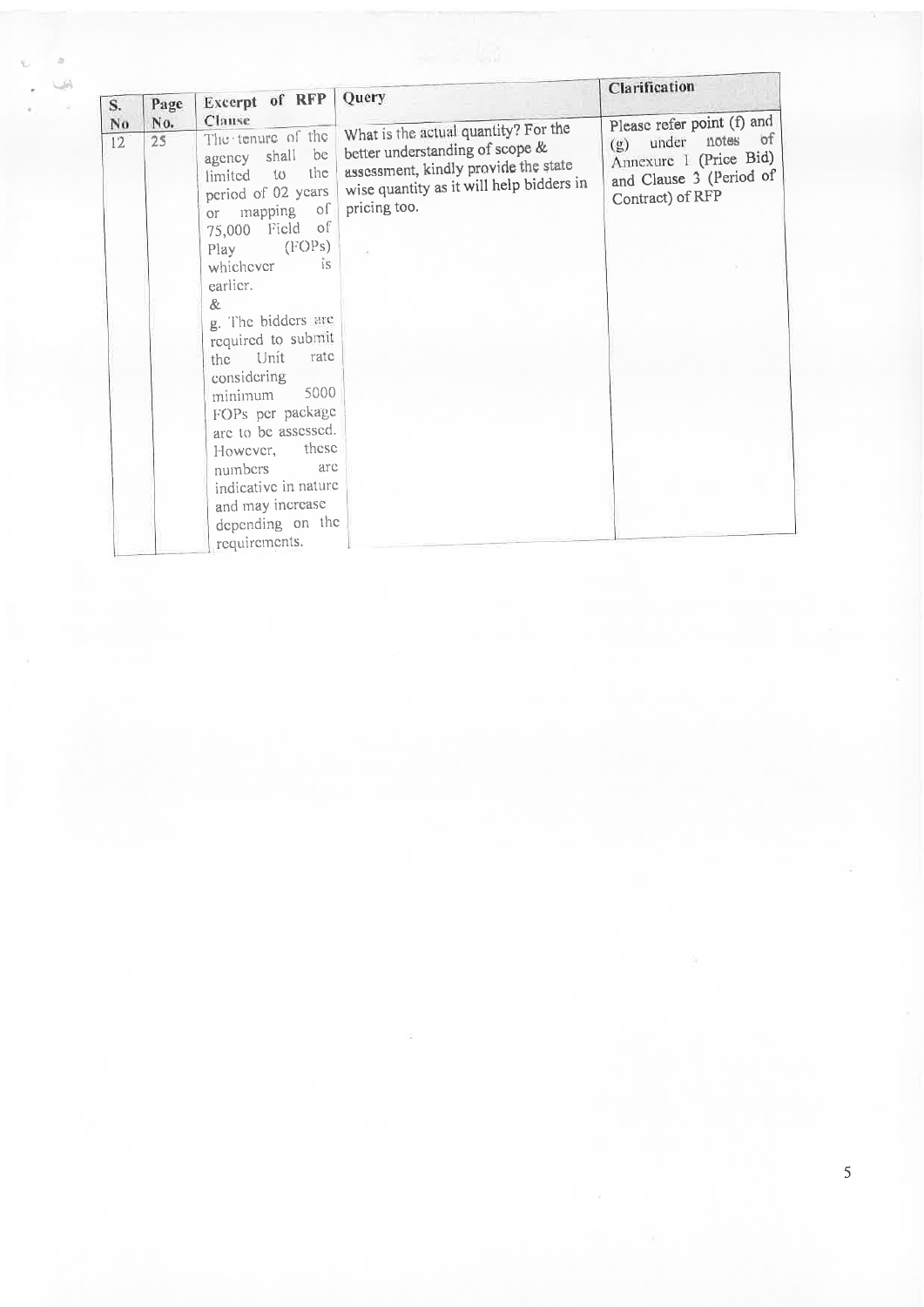| S. No | Page No. | Excerpt of RFP Clause | Query | Clarification |
| --- | --- | --- | --- | --- |
| 12 | 25 | The tenure of the agency shall be limited to the period of 02 years or mapping of 75,000 Field of Play (FOPs) whichever is earlier.<br>&<br>g. The bidders are required to submit the Unit rate considering minimum 5000 FOPs per package are to be assessed. However, these numbers are indicative in nature and may increase depending on the requirements. | What is the actual quantity? For the better understanding of scope & assessment, kindly provide the state wise quantity as it will help bidders in pricing too. | Please refer point (f) and (g) under notes of Annexure 1 (Price Bid) and Clause 3 (Period of Contract) of RFP |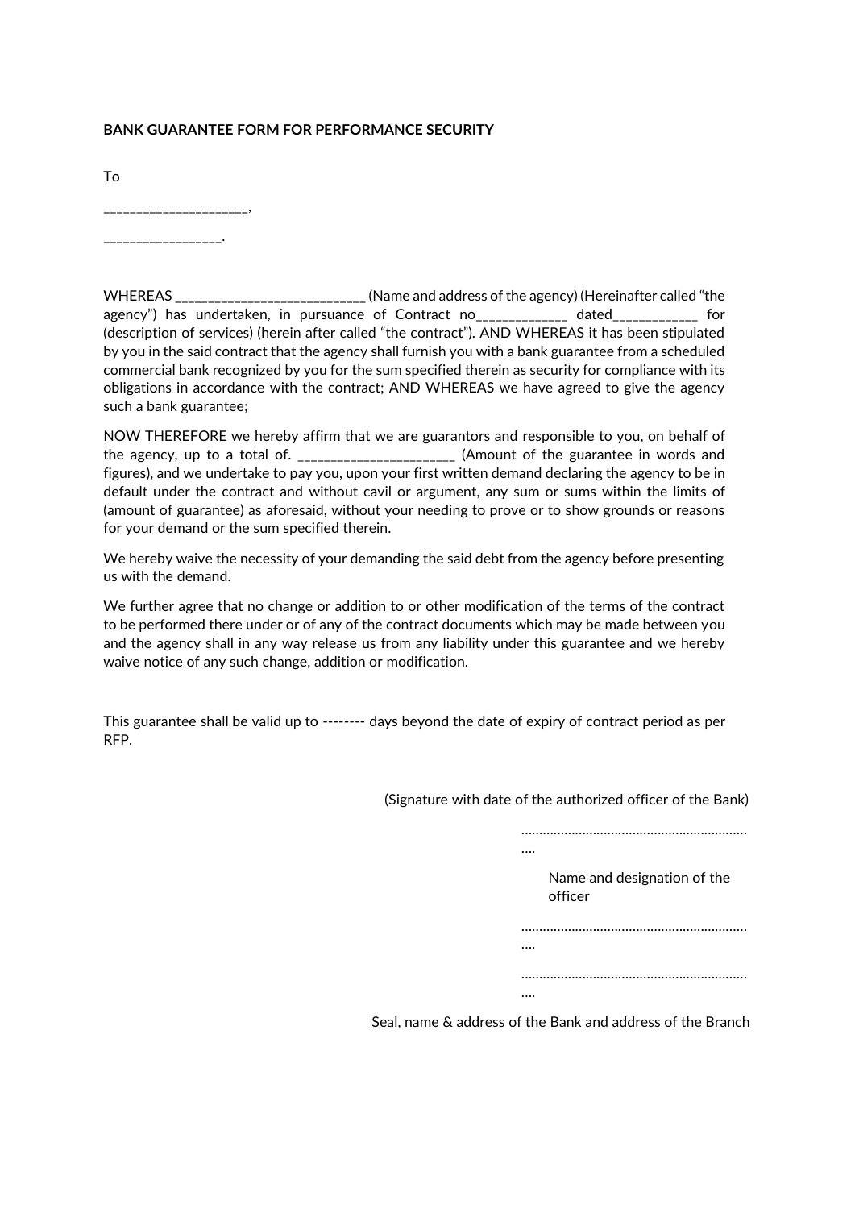**BANK GUARANTEE FORM FOR PERFORMANCE SECURITY**

To

______________________,

__________________.

WHEREAS ____________________________ (Name and address of the agency) (Hereinafter called "the agency") has undertaken, in pursuance of Contract no_____________ dated____________ for (description of services) (herein after called "the contract"). AND WHEREAS it has been stipulated by you in the said contract that the agency shall furnish you with a bank guarantee from a scheduled commercial bank recognized by you for the sum specified therein as security for compliance with its obligations in accordance with the contract; AND WHEREAS we have agreed to give the agency such a bank guarantee;

NOW THEREFORE we hereby affirm that we are guarantors and responsible to you, on behalf of the agency, up to a total of. ________________________ (Amount of the guarantee in words and figures), and we undertake to pay you, upon your first written demand declaring the agency to be in default under the contract and without cavil or argument, any sum or sums within the limits of (amount of guarantee) as aforesaid, without your needing to prove or to show grounds or reasons for your demand or the sum specified therein.

We hereby waive the necessity of your demanding the said debt from the agency before presenting us with the demand.

We further agree that no change or addition to or other modification of the terms of the contract to be performed there under or of any of the contract documents which may be made between you and the agency shall in any way release us from any liability under this guarantee and we hereby waive notice of any such change, addition or modification.

This guarantee shall be valid up to -------- days beyond the date of expiry of contract period as per RFP.

(Signature with date of the authorized officer of the Bank)

..................................................................

Name and designation of the officer

..................................................................

..................................................................

Seal, name & address of the Bank and address of the Branch